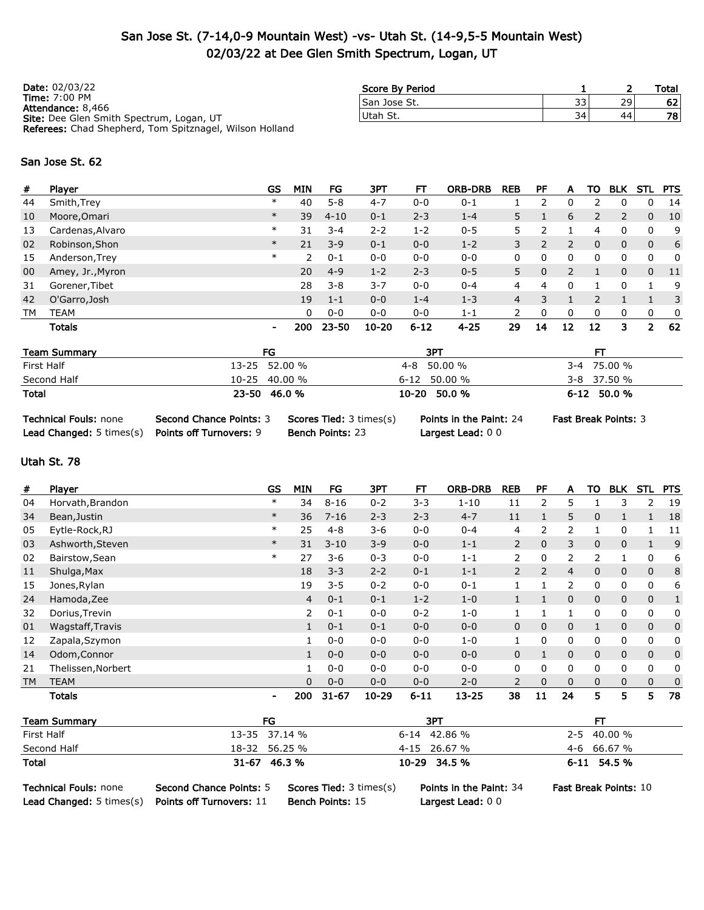# San Jose St. (7-14,0-9 Mountain West) -vs- Utah St. (14-9,5-5 Mountain West)
## 02/03/22 at Dee Glen Smith Spectrum, Logan, UT

**Date:** 02/03/22
**Time:** 7:00 PM
**Attendance:** 8,466
**Site:** Dee Glen Smith Spectrum, Logan, UT
**Referees:** Chad Shepherd, Tom Spitznagel, Wilson Holland

| Score By Period | 1 | 2 | Total |
|---|---|---|---|
| San Jose St. | 33 | 29 | **62** |
| Utah St. | 34 | 44 | **78** |

### San Jose St. 62

| # | Player | GS | MIN | FG | 3PT | FT | ORB-DRB | REB | PF | A | TO | BLK | STL | PTS |
|---|---|---|---|---|---|---|---|---|---|---|---|---|---|---|
| 44 | Smith,Trey | * | 40 | 5-8 | 4-7 | 0-0 | 0-1 | 1 | 2 | 0 | 2 | 0 | 0 | 14 |
| 10 | Moore,Omari | * | 39 | 4-10 | 0-1 | 2-3 | 1-4 | 5 | 1 | 6 | 2 | 2 | 0 | 10 |
| 13 | Cardenas,Alvaro | * | 31 | 3-4 | 2-2 | 1-2 | 0-5 | 5 | 2 | 1 | 4 | 0 | 0 | 9 |
| 02 | Robinson,Shon | * | 21 | 3-9 | 0-1 | 0-0 | 1-2 | 3 | 2 | 2 | 0 | 0 | 0 | 6 |
| 15 | Anderson,Trey | * | 2 | 0-1 | 0-0 | 0-0 | 0-0 | 0 | 0 | 0 | 0 | 0 | 0 | 0 |
| 00 | Amey, Jr.,Myron | | 20 | 4-9 | 1-2 | 2-3 | 0-5 | 5 | 0 | 2 | 1 | 0 | 0 | 11 |
| 31 | Gorener,Tibet | | 28 | 3-8 | 3-7 | 0-0 | 0-4 | 4 | 4 | 0 | 1 | 0 | 1 | 9 |
| 42 | O'Garro,Josh | | 19 | 1-1 | 0-0 | 1-4 | 1-3 | 4 | 3 | 1 | 2 | 1 | 1 | 3 |
| TM | TEAM | | 0 | 0-0 | 0-0 | 0-0 | 1-1 | 2 | 0 | 0 | 0 | 0 | 0 | 0 |
| | **Totals** | - | **200** | **23-50** | **10-20** | **6-12** | **4-25** | **29** | **14** | **12** | **12** | **3** | **2** | **62** |

| Team Summary | FG | 3PT | FT |
|---|---|---|---|
| First Half | 13-25 52.00 % | 4-8 50.00 % | 3-4 75.00 % |
| Second Half | 10-25 40.00 % | 6-12 50.00 % | 3-8 37.50 % |
| **Total** | **23-50 46.0 %** | **10-20 50.0 %** | **6-12 50.0 %** |

**Technical Fouls:** none **Second Chance Points:** 3 **Scores Tied:** 3 times(s) **Points in the Paint:** 24 **Fast Break Points:** 3
**Lead Changed:** 5 times(s) **Points off Turnovers:** 9 **Bench Points:** 23 **Largest Lead:** 0 0

### Utah St. 78

| # | Player | GS | MIN | FG | 3PT | FT | ORB-DRB | REB | PF | A | TO | BLK | STL | PTS |
|---|---|---|---|---|---|---|---|---|---|---|---|---|---|---|
| 04 | Horvath,Brandon | * | 34 | 8-16 | 0-2 | 3-3 | 1-10 | 11 | 2 | 5 | 1 | 3 | 2 | 19 |
| 34 | Bean,Justin | * | 36 | 7-16 | 2-3 | 2-3 | 4-7 | 11 | 1 | 5 | 0 | 1 | 1 | 18 |
| 05 | Eytle-Rock,RJ | * | 25 | 4-8 | 3-6 | 0-0 | 0-4 | 4 | 2 | 2 | 1 | 0 | 1 | 11 |
| 03 | Ashworth,Steven | * | 31 | 3-10 | 3-9 | 0-0 | 1-1 | 2 | 0 | 3 | 0 | 0 | 1 | 9 |
| 02 | Bairstow,Sean | * | 27 | 3-6 | 0-3 | 0-0 | 1-1 | 2 | 0 | 2 | 2 | 1 | 0 | 6 |
| 11 | Shulga,Max | | 18 | 3-3 | 2-2 | 0-1 | 1-1 | 2 | 2 | 4 | 0 | 0 | 0 | 8 |
| 15 | Jones,Rylan | | 19 | 3-5 | 0-2 | 0-0 | 0-1 | 1 | 1 | 2 | 0 | 0 | 0 | 6 |
| 24 | Hamoda,Zee | | 4 | 0-1 | 0-1 | 1-2 | 1-0 | 1 | 1 | 0 | 0 | 0 | 0 | 1 |
| 32 | Dorius,Trevin | | 2 | 0-1 | 0-0 | 0-2 | 1-0 | 1 | 1 | 1 | 0 | 0 | 0 | 0 |
| 01 | Wagstaff,Travis | | 1 | 0-1 | 0-1 | 0-0 | 0-0 | 0 | 0 | 0 | 1 | 0 | 0 | 0 |
| 12 | Zapala,Szymon | | 1 | 0-0 | 0-0 | 0-0 | 1-0 | 1 | 0 | 0 | 0 | 0 | 0 | 0 |
| 14 | Odom,Connor | | 1 | 0-0 | 0-0 | 0-0 | 0-0 | 0 | 1 | 0 | 0 | 0 | 0 | 0 |
| 21 | Thelissen,Norbert | | 1 | 0-0 | 0-0 | 0-0 | 0-0 | 0 | 0 | 0 | 0 | 0 | 0 | 0 |
| TM | TEAM | | 0 | 0-0 | 0-0 | 0-0 | 2-0 | 2 | 0 | 0 | 0 | 0 | 0 | 0 |
| | **Totals** | - | **200** | **31-67** | **10-29** | **6-11** | **13-25** | **38** | **11** | **24** | **5** | **5** | **5** | **78** |

| Team Summary | FG | 3PT | FT |
|---|---|---|---|
| First Half | 13-35 37.14 % | 6-14 42.86 % | 2-5 40.00 % |
| Second Half | 18-32 56.25 % | 4-15 26.67 % | 4-6 66.67 % |
| **Total** | **31-67 46.3 %** | **10-29 34.5 %** | **6-11 54.5 %** |

**Technical Fouls:** none **Second Chance Points:** 5 **Scores Tied:** 3 times(s) **Points in the Paint:** 34 **Fast Break Points:** 10
**Lead Changed:** 5 times(s) **Points off Turnovers:** 11 **Bench Points:** 15 **Largest Lead:** 0 0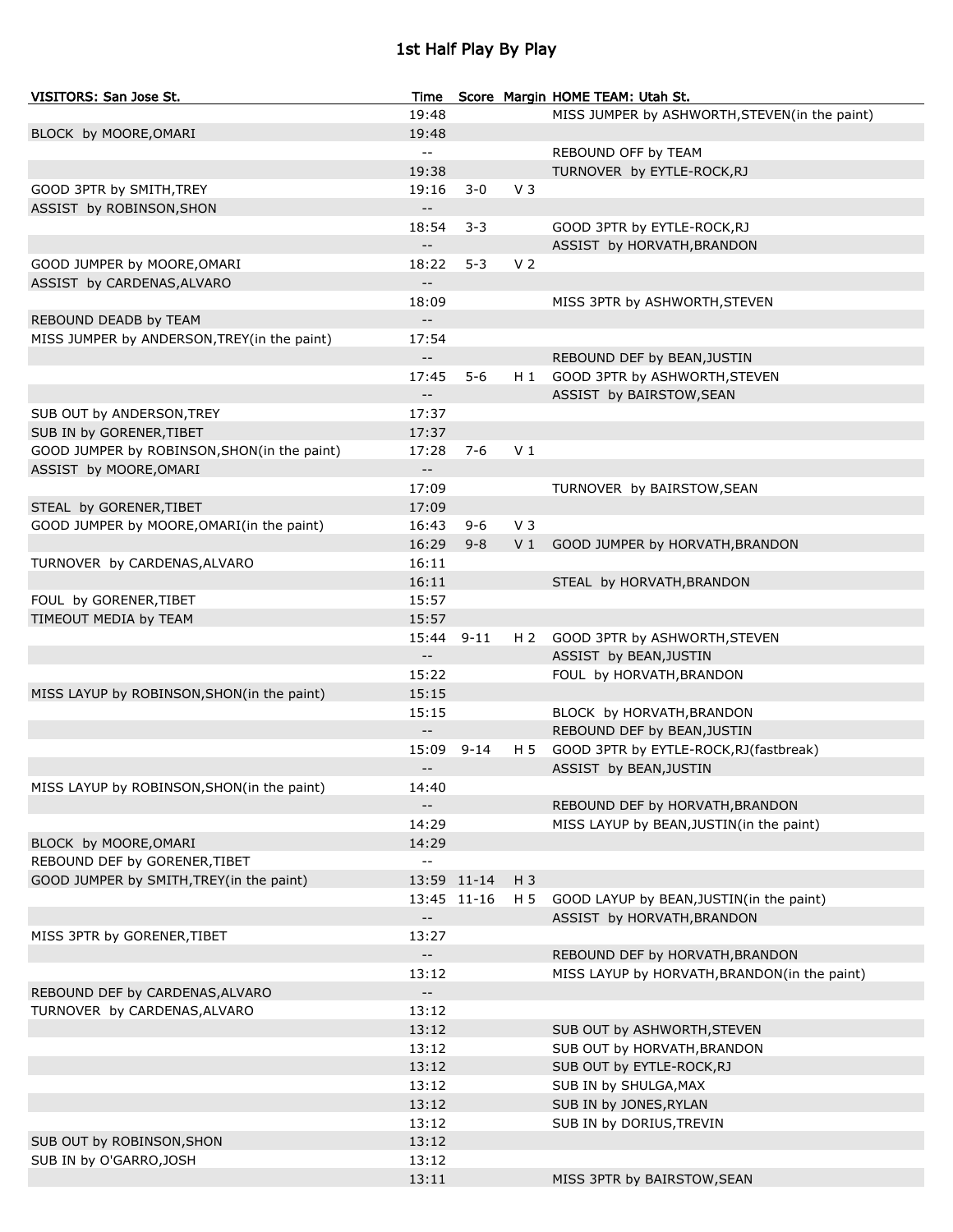# 1st Half Play By Play

| VISITORS: San Jose St. | Time | Score | Margin | HOME TEAM: Utah St. |
|---|---|---|---|---|
| | 19:48 | | | MISS JUMPER by ASHWORTH,STEVEN(in the paint) |
| BLOCK by MOORE,OMARI | 19:48 | | | |
| | -- | | | REBOUND OFF by TEAM |
| | 19:38 | | | TURNOVER by EYTLE-ROCK,RJ |
| GOOD 3PTR by SMITH,TREY | 19:16 | 3-0 | V 3 | |
| ASSIST by ROBINSON,SHON | -- | | | |
| | 18:54 | 3-3 | | GOOD 3PTR by EYTLE-ROCK,RJ |
| | -- | | | ASSIST by HORVATH,BRANDON |
| GOOD JUMPER by MOORE,OMARI | 18:22 | 5-3 | V 2 | |
| ASSIST by CARDENAS,ALVARO | -- | | | |
| | 18:09 | | | MISS 3PTR by ASHWORTH,STEVEN |
| REBOUND DEADB by TEAM | -- | | | |
| MISS JUMPER by ANDERSON,TREY(in the paint) | 17:54 | | | |
| | -- | | | REBOUND DEF by BEAN,JUSTIN |
| | 17:45 | 5-6 | H 1 | GOOD 3PTR by ASHWORTH,STEVEN |
| | -- | | | ASSIST by BAIRSTOW,SEAN |
| SUB OUT by ANDERSON,TREY | 17:37 | | | |
| SUB IN by GORENER,TIBET | 17:37 | | | |
| GOOD JUMPER by ROBINSON,SHON(in the paint) | 17:28 | 7-6 | V 1 | |
| ASSIST by MOORE,OMARI | -- | | | |
| | 17:09 | | | TURNOVER by BAIRSTOW,SEAN |
| STEAL by GORENER,TIBET | 17:09 | | | |
| GOOD JUMPER by MOORE,OMARI(in the paint) | 16:43 | 9-6 | V 3 | |
| | 16:29 | 9-8 | V 1 | GOOD JUMPER by HORVATH,BRANDON |
| TURNOVER by CARDENAS,ALVARO | 16:11 | | | |
| | 16:11 | | | STEAL by HORVATH,BRANDON |
| FOUL by GORENER,TIBET | 15:57 | | | |
| TIMEOUT MEDIA by TEAM | 15:57 | | | |
| | 15:44 | 9-11 | H 2 | GOOD 3PTR by ASHWORTH,STEVEN |
| | -- | | | ASSIST by BEAN,JUSTIN |
| | 15:22 | | | FOUL by HORVATH,BRANDON |
| MISS LAYUP by ROBINSON,SHON(in the paint) | 15:15 | | | |
| | 15:15 | | | BLOCK by HORVATH,BRANDON |
| | -- | | | REBOUND DEF by BEAN,JUSTIN |
| | 15:09 | 9-14 | H 5 | GOOD 3PTR by EYTLE-ROCK,RJ(fastbreak) |
| | -- | | | ASSIST by BEAN,JUSTIN |
| MISS LAYUP by ROBINSON,SHON(in the paint) | 14:40 | | | |
| | -- | | | REBOUND DEF by HORVATH,BRANDON |
| | 14:29 | | | MISS LAYUP by BEAN,JUSTIN(in the paint) |
| BLOCK by MOORE,OMARI | 14:29 | | | |
| REBOUND DEF by GORENER,TIBET | -- | | | |
| GOOD JUMPER by SMITH,TREY(in the paint) | 13:59 | 11-14 | H 3 | |
| | 13:45 | 11-16 | H 5 | GOOD LAYUP by BEAN,JUSTIN(in the paint) |
| | -- | | | ASSIST by HORVATH,BRANDON |
| MISS 3PTR by GORENER,TIBET | 13:27 | | | |
| | -- | | | REBOUND DEF by HORVATH,BRANDON |
| | 13:12 | | | MISS LAYUP by HORVATH,BRANDON(in the paint) |
| REBOUND DEF by CARDENAS,ALVARO | -- | | | |
| TURNOVER by CARDENAS,ALVARO | 13:12 | | | |
| | 13:12 | | | SUB OUT by ASHWORTH,STEVEN |
| | 13:12 | | | SUB OUT by HORVATH,BRANDON |
| | 13:12 | | | SUB OUT by EYTLE-ROCK,RJ |
| | 13:12 | | | SUB IN by SHULGA,MAX |
| | 13:12 | | | SUB IN by JONES,RYLAN |
| | 13:12 | | | SUB IN by DORIUS,TREVIN |
| SUB OUT by ROBINSON,SHON | 13:12 | | | |
| SUB IN by O'GARRO,JOSH | 13:12 | | | |
| | 13:11 | | | MISS 3PTR by BAIRSTOW,SEAN |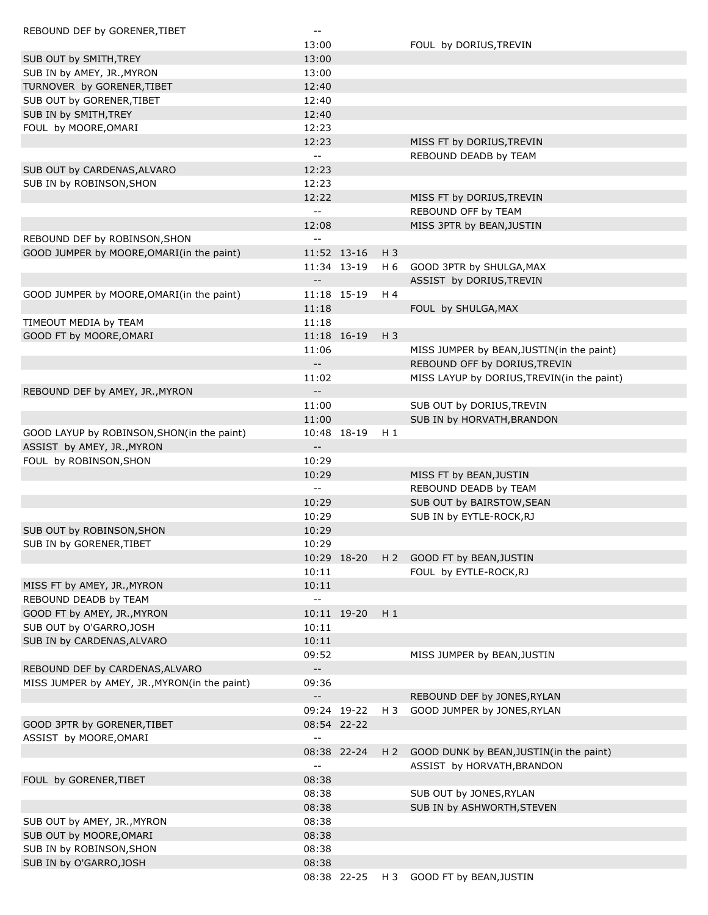| Home | Time | Score | Margin | Visitor |
|---|---|---|---|---|
| REBOUND DEF by GORENER,TIBET | -- | | | |
| | 13:00 | | | FOUL by DORIUS,TREVIN |
| SUB OUT by SMITH,TREY | 13:00 | | | |
| SUB IN by AMEY, JR.,MYRON | 13:00 | | | |
| TURNOVER by GORENER,TIBET | 12:40 | | | |
| SUB OUT by GORENER,TIBET | 12:40 | | | |
| SUB IN by SMITH,TREY | 12:40 | | | |
| FOUL by MOORE,OMARI | 12:23 | | | |
| | 12:23 | | | MISS FT by DORIUS,TREVIN |
| | -- | | | REBOUND DEADB by TEAM |
| SUB OUT by CARDENAS,ALVARO | 12:23 | | | |
| SUB IN by ROBINSON,SHON | 12:23 | | | |
| | 12:22 | | | MISS FT by DORIUS,TREVIN |
| | -- | | | REBOUND OFF by TEAM |
| | 12:08 | | | MISS 3PTR by BEAN,JUSTIN |
| REBOUND DEF by ROBINSON,SHON | -- | | | |
| GOOD JUMPER by MOORE,OMARI(in the paint) | 11:52 | 13-16 | H 3 | |
| | 11:34 | 13-19 | H 6 | GOOD 3PTR by SHULGA,MAX |
| | -- | | | ASSIST by DORIUS,TREVIN |
| GOOD JUMPER by MOORE,OMARI(in the paint) | 11:18 | 15-19 | H 4 | |
| | 11:18 | | | FOUL by SHULGA,MAX |
| TIMEOUT MEDIA by TEAM | 11:18 | | | |
| GOOD FT by MOORE,OMARI | 11:18 | 16-19 | H 3 | |
| | 11:06 | | | MISS JUMPER by BEAN,JUSTIN(in the paint) |
| | -- | | | REBOUND OFF by DORIUS,TREVIN |
| | 11:02 | | | MISS LAYUP by DORIUS,TREVIN(in the paint) |
| REBOUND DEF by AMEY, JR.,MYRON | -- | | | |
| | 11:00 | | | SUB OUT by DORIUS,TREVIN |
| | 11:00 | | | SUB IN by HORVATH,BRANDON |
| GOOD LAYUP by ROBINSON,SHON(in the paint) | 10:48 | 18-19 | H 1 | |
| ASSIST by AMEY, JR.,MYRON | -- | | | |
| FOUL by ROBINSON,SHON | 10:29 | | | |
| | 10:29 | | | MISS FT by BEAN,JUSTIN |
| | -- | | | REBOUND DEADB by TEAM |
| | 10:29 | | | SUB OUT by BAIRSTOW,SEAN |
| | 10:29 | | | SUB IN by EYTLE-ROCK,RJ |
| SUB OUT by ROBINSON,SHON | 10:29 | | | |
| SUB IN by GORENER,TIBET | 10:29 | | | |
| | 10:29 | 18-20 | H 2 | GOOD FT by BEAN,JUSTIN |
| | 10:11 | | | FOUL by EYTLE-ROCK,RJ |
| MISS FT by AMEY, JR.,MYRON | 10:11 | | | |
| REBOUND DEADB by TEAM | -- | | | |
| GOOD FT by AMEY, JR.,MYRON | 10:11 | 19-20 | H 1 | |
| SUB OUT by O'GARRO,JOSH | 10:11 | | | |
| SUB IN by CARDENAS,ALVARO | 10:11 | | | |
| | 09:52 | | | MISS JUMPER by BEAN,JUSTIN |
| REBOUND DEF by CARDENAS,ALVARO | -- | | | |
| MISS JUMPER by AMEY, JR.,MYRON(in the paint) | 09:36 | | | |
| | -- | | | REBOUND DEF by JONES,RYLAN |
| | 09:24 | 19-22 | H 3 | GOOD JUMPER by JONES,RYLAN |
| GOOD 3PTR by GORENER,TIBET | 08:54 | 22-22 | | |
| ASSIST by MOORE,OMARI | -- | | | |
| | 08:38 | 22-24 | H 2 | GOOD DUNK by BEAN,JUSTIN(in the paint) |
| | -- | | | ASSIST by HORVATH,BRANDON |
| FOUL by GORENER,TIBET | 08:38 | | | |
| | 08:38 | | | SUB OUT by JONES,RYLAN |
| | 08:38 | | | SUB IN by ASHWORTH,STEVEN |
| SUB OUT by AMEY, JR.,MYRON | 08:38 | | | |
| SUB OUT by MOORE,OMARI | 08:38 | | | |
| SUB IN by ROBINSON,SHON | 08:38 | | | |
| SUB IN by O'GARRO,JOSH | 08:38 | | | |
| | 08:38 | 22-25 | H 3 | GOOD FT by BEAN,JUSTIN |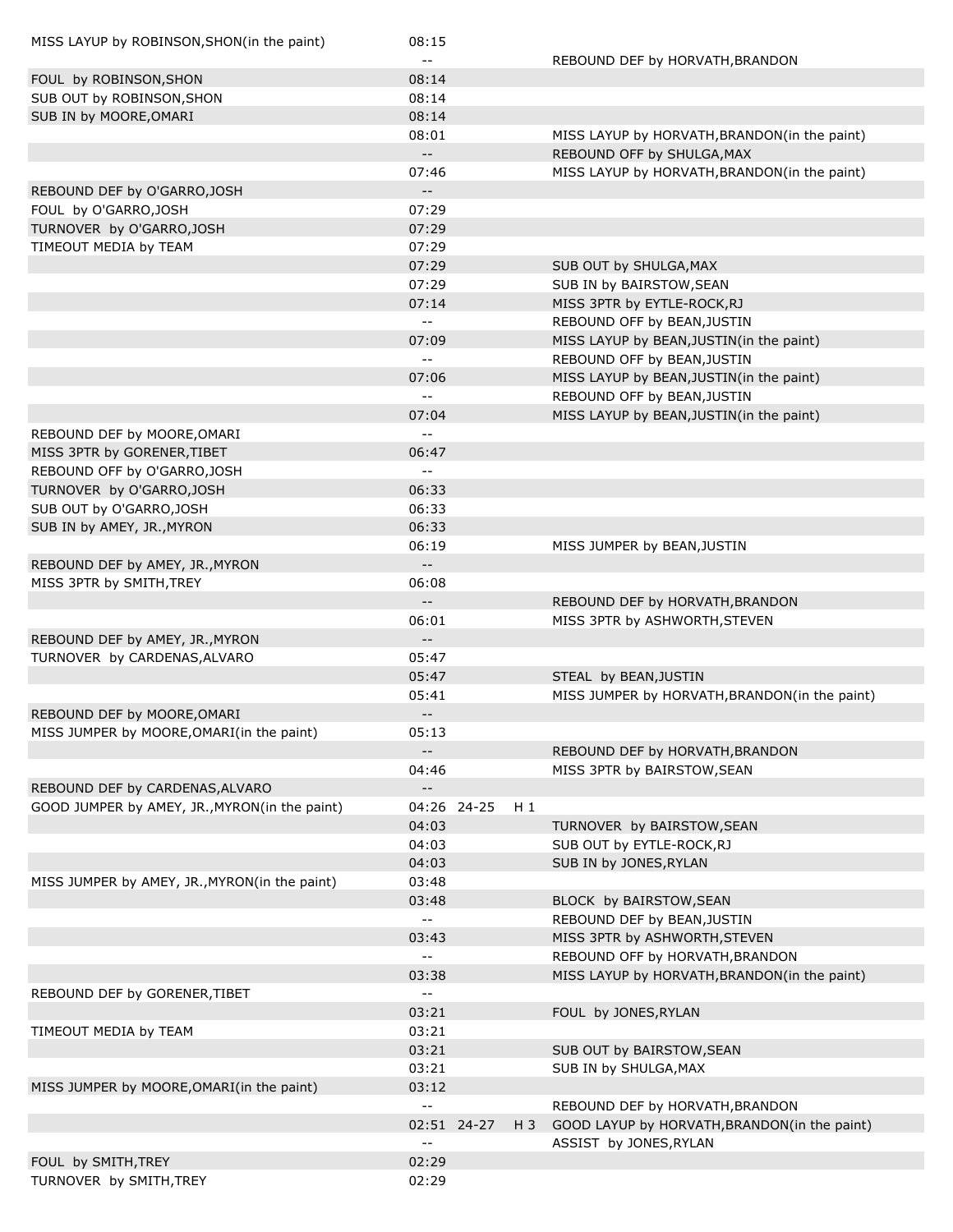| Away | Time | Score | Margin | Home |
|---|---|---|---|---|
| MISS LAYUP by ROBINSON,SHON(in the paint) | 08:15 | | | |
| | -- | | | REBOUND DEF by HORVATH,BRANDON |
| FOUL by ROBINSON,SHON | 08:14 | | | |
| SUB OUT by ROBINSON,SHON | 08:14 | | | |
| SUB IN by MOORE,OMARI | 08:14 | | | |
| | 08:01 | | | MISS LAYUP by HORVATH,BRANDON(in the paint) |
| | -- | | | REBOUND OFF by SHULGA,MAX |
| | 07:46 | | | MISS LAYUP by HORVATH,BRANDON(in the paint) |
| REBOUND DEF by O'GARRO,JOSH | -- | | | |
| FOUL by O'GARRO,JOSH | 07:29 | | | |
| TURNOVER by O'GARRO,JOSH | 07:29 | | | |
| TIMEOUT MEDIA by TEAM | 07:29 | | | |
| | 07:29 | | | SUB OUT by SHULGA,MAX |
| | 07:29 | | | SUB IN by BAIRSTOW,SEAN |
| | 07:14 | | | MISS 3PTR by EYTLE-ROCK,RJ |
| | -- | | | REBOUND OFF by BEAN,JUSTIN |
| | 07:09 | | | MISS LAYUP by BEAN,JUSTIN(in the paint) |
| | -- | | | REBOUND OFF by BEAN,JUSTIN |
| | 07:06 | | | MISS LAYUP by BEAN,JUSTIN(in the paint) |
| | -- | | | REBOUND OFF by BEAN,JUSTIN |
| | 07:04 | | | MISS LAYUP by BEAN,JUSTIN(in the paint) |
| REBOUND DEF by MOORE,OMARI | -- | | | |
| MISS 3PTR by GORENER,TIBET | 06:47 | | | |
| REBOUND OFF by O'GARRO,JOSH | -- | | | |
| TURNOVER by O'GARRO,JOSH | 06:33 | | | |
| SUB OUT by O'GARRO,JOSH | 06:33 | | | |
| SUB IN by AMEY, JR.,MYRON | 06:33 | | | |
| | 06:19 | | | MISS JUMPER by BEAN,JUSTIN |
| REBOUND DEF by AMEY, JR.,MYRON | -- | | | |
| MISS 3PTR by SMITH,TREY | 06:08 | | | |
| | -- | | | REBOUND DEF by HORVATH,BRANDON |
| | 06:01 | | | MISS 3PTR by ASHWORTH,STEVEN |
| REBOUND DEF by AMEY, JR.,MYRON | -- | | | |
| TURNOVER by CARDENAS,ALVARO | 05:47 | | | |
| | 05:47 | | | STEAL by BEAN,JUSTIN |
| | 05:41 | | | MISS JUMPER by HORVATH,BRANDON(in the paint) |
| REBOUND DEF by MOORE,OMARI | -- | | | |
| MISS JUMPER by MOORE,OMARI(in the paint) | 05:13 | | | |
| | -- | | | REBOUND DEF by HORVATH,BRANDON |
| | 04:46 | | | MISS 3PTR by BAIRSTOW,SEAN |
| REBOUND DEF by CARDENAS,ALVARO | -- | | | |
| GOOD JUMPER by AMEY, JR.,MYRON(in the paint) | 04:26 | 24-25 | H 1 | |
| | 04:03 | | | TURNOVER by BAIRSTOW,SEAN |
| | 04:03 | | | SUB OUT by EYTLE-ROCK,RJ |
| | 04:03 | | | SUB IN by JONES,RYLAN |
| MISS JUMPER by AMEY, JR.,MYRON(in the paint) | 03:48 | | | |
| | 03:48 | | | BLOCK by BAIRSTOW,SEAN |
| | -- | | | REBOUND DEF by BEAN,JUSTIN |
| | 03:43 | | | MISS 3PTR by ASHWORTH,STEVEN |
| | -- | | | REBOUND OFF by HORVATH,BRANDON |
| | 03:38 | | | MISS LAYUP by HORVATH,BRANDON(in the paint) |
| REBOUND DEF by GORENER,TIBET | -- | | | |
| | 03:21 | | | FOUL by JONES,RYLAN |
| TIMEOUT MEDIA by TEAM | 03:21 | | | |
| | 03:21 | | | SUB OUT by BAIRSTOW,SEAN |
| | 03:21 | | | SUB IN by SHULGA,MAX |
| MISS JUMPER by MOORE,OMARI(in the paint) | 03:12 | | | |
| | -- | | | REBOUND DEF by HORVATH,BRANDON |
| | 02:51 | 24-27 | H 3 | GOOD LAYUP by HORVATH,BRANDON(in the paint) |
| | -- | | | ASSIST by JONES,RYLAN |
| FOUL by SMITH,TREY | 02:29 | | | |
| TURNOVER by SMITH,TREY | 02:29 | | | |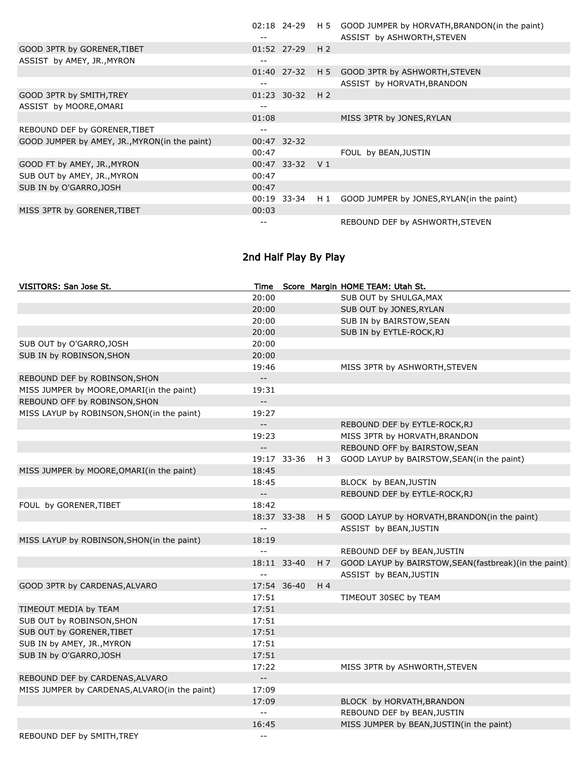| | Time | Score | Margin | |
|---|---|---|---|---|
| | 02:18 | 24-29 | H 5 | GOOD JUMPER by HORVATH,BRANDON(in the paint) |
| | -- | | | ASSIST by ASHWORTH,STEVEN |
| GOOD 3PTR by GORENER,TIBET | 01:52 | 27-29 | H 2 | |
| ASSIST by AMEY, JR.,MYRON | -- | | | |
| | 01:40 | 27-32 | H 5 | GOOD 3PTR by ASHWORTH,STEVEN |
| | -- | | | ASSIST by HORVATH,BRANDON |
| GOOD 3PTR by SMITH,TREY | 01:23 | 30-32 | H 2 | |
| ASSIST by MOORE,OMARI | -- | | | |
| | 01:08 | | | MISS 3PTR by JONES,RYLAN |
| REBOUND DEF by GORENER,TIBET | -- | | | |
| GOOD JUMPER by AMEY, JR.,MYRON(in the paint) | 00:47 | 32-32 | | |
| | 00:47 | | | FOUL by BEAN,JUSTIN |
| GOOD FT by AMEY, JR.,MYRON | 00:47 | 33-32 | V 1 | |
| SUB OUT by AMEY, JR.,MYRON | 00:47 | | | |
| SUB IN by O'GARRO,JOSH | 00:47 | | | |
| | 00:19 | 33-34 | H 1 | GOOD JUMPER by JONES,RYLAN(in the paint) |
| MISS 3PTR by GORENER,TIBET | 00:03 | | | |
| | -- | | | REBOUND DEF by ASHWORTH,STEVEN |

## 2nd Half Play By Play

| VISITORS: San Jose St. | Time | Score | Margin | HOME TEAM: Utah St. |
|---|---|---|---|---|
| | 20:00 | | | SUB OUT by SHULGA,MAX |
| | 20:00 | | | SUB OUT by JONES,RYLAN |
| | 20:00 | | | SUB IN by BAIRSTOW,SEAN |
| | 20:00 | | | SUB IN by EYTLE-ROCK,RJ |
| SUB OUT by O'GARRO,JOSH | 20:00 | | | |
| SUB IN by ROBINSON,SHON | 20:00 | | | |
| | 19:46 | | | MISS 3PTR by ASHWORTH,STEVEN |
| REBOUND DEF by ROBINSON,SHON | -- | | | |
| MISS JUMPER by MOORE,OMARI(in the paint) | 19:31 | | | |
| REBOUND OFF by ROBINSON,SHON | -- | | | |
| MISS LAYUP by ROBINSON,SHON(in the paint) | 19:27 | | | |
| | -- | | | REBOUND DEF by EYTLE-ROCK,RJ |
| | 19:23 | | | MISS 3PTR by HORVATH,BRANDON |
| | -- | | | REBOUND OFF by BAIRSTOW,SEAN |
| | 19:17 | 33-36 | H 3 | GOOD LAYUP by BAIRSTOW,SEAN(in the paint) |
| MISS JUMPER by MOORE,OMARI(in the paint) | 18:45 | | | |
| | 18:45 | | | BLOCK by BEAN,JUSTIN |
| | -- | | | REBOUND DEF by EYTLE-ROCK,RJ |
| FOUL by GORENER,TIBET | 18:42 | | | |
| | 18:37 | 33-38 | H 5 | GOOD LAYUP by HORVATH,BRANDON(in the paint) |
| | -- | | | ASSIST by BEAN,JUSTIN |
| MISS LAYUP by ROBINSON,SHON(in the paint) | 18:19 | | | |
| | -- | | | REBOUND DEF by BEAN,JUSTIN |
| | 18:11 | 33-40 | H 7 | GOOD LAYUP by BAIRSTOW,SEAN(fastbreak)(in the paint) |
| | -- | | | ASSIST by BEAN,JUSTIN |
| GOOD 3PTR by CARDENAS,ALVARO | 17:54 | 36-40 | H 4 | |
| | 17:51 | | | TIMEOUT 30SEC by TEAM |
| TIMEOUT MEDIA by TEAM | 17:51 | | | |
| SUB OUT by ROBINSON,SHON | 17:51 | | | |
| SUB OUT by GORENER,TIBET | 17:51 | | | |
| SUB IN by AMEY, JR.,MYRON | 17:51 | | | |
| SUB IN by O'GARRO,JOSH | 17:51 | | | |
| | 17:22 | | | MISS 3PTR by ASHWORTH,STEVEN |
| REBOUND DEF by CARDENAS,ALVARO | -- | | | |
| MISS JUMPER by CARDENAS,ALVARO(in the paint) | 17:09 | | | |
| | 17:09 | | | BLOCK by HORVATH,BRANDON |
| | -- | | | REBOUND DEF by BEAN,JUSTIN |
| | 16:45 | | | MISS JUMPER by BEAN,JUSTIN(in the paint) |
| REBOUND DEF by SMITH,TREY | -- | | | |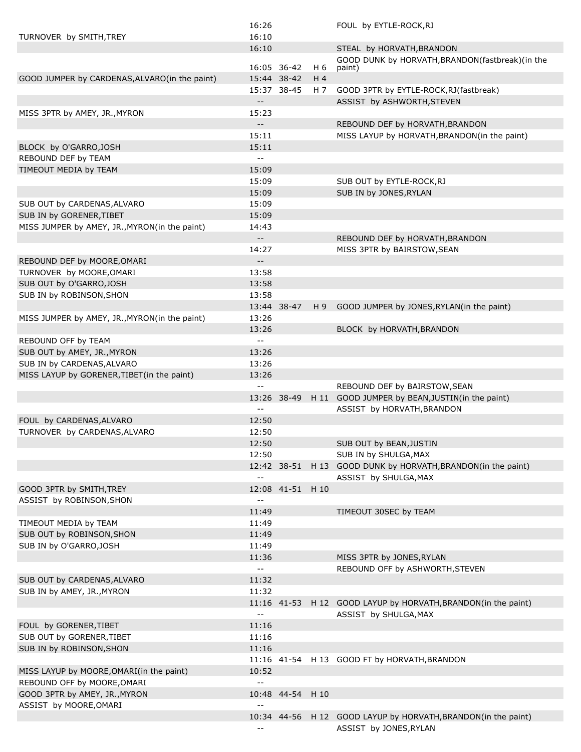| Away | Time | Score | Lead | Home |
|---|---|---|---|---|
| | 16:26 | | | FOUL by EYTLE-ROCK,RJ |
| TURNOVER by SMITH,TREY | 16:10 | | | |
| | 16:10 | | | STEAL by HORVATH,BRANDON |
| | 16:05 | 36-42 | H 6 | GOOD DUNK by HORVATH,BRANDON(fastbreak)(in the paint) |
| GOOD JUMPER by CARDENAS,ALVARO(in the paint) | 15:44 | 38-42 | H 4 | |
| | 15:37 | 38-45 | H 7 | GOOD 3PTR by EYTLE-ROCK,RJ(fastbreak) |
| | -- | | | ASSIST by ASHWORTH,STEVEN |
| MISS 3PTR by AMEY, JR.,MYRON | 15:23 | | | |
| | -- | | | REBOUND DEF by HORVATH,BRANDON |
| | 15:11 | | | MISS LAYUP by HORVATH,BRANDON(in the paint) |
| BLOCK by O'GARRO,JOSH | 15:11 | | | |
| REBOUND DEF by TEAM | -- | | | |
| TIMEOUT MEDIA by TEAM | 15:09 | | | |
| | 15:09 | | | SUB OUT by EYTLE-ROCK,RJ |
| | 15:09 | | | SUB IN by JONES,RYLAN |
| SUB OUT by CARDENAS,ALVARO | 15:09 | | | |
| SUB IN by GORENER,TIBET | 15:09 | | | |
| MISS JUMPER by AMEY, JR.,MYRON(in the paint) | 14:43 | | | |
| | -- | | | REBOUND DEF by HORVATH,BRANDON |
| | 14:27 | | | MISS 3PTR by BAIRSTOW,SEAN |
| REBOUND DEF by MOORE,OMARI | -- | | | |
| TURNOVER by MOORE,OMARI | 13:58 | | | |
| SUB OUT by O'GARRO,JOSH | 13:58 | | | |
| SUB IN by ROBINSON,SHON | 13:58 | | | |
| | 13:44 | 38-47 | H 9 | GOOD JUMPER by JONES,RYLAN(in the paint) |
| MISS JUMPER by AMEY, JR.,MYRON(in the paint) | 13:26 | | | |
| | 13:26 | | | BLOCK by HORVATH,BRANDON |
| REBOUND OFF by TEAM | -- | | | |
| SUB OUT by AMEY, JR.,MYRON | 13:26 | | | |
| SUB IN by CARDENAS,ALVARO | 13:26 | | | |
| MISS LAYUP by GORENER,TIBET(in the paint) | 13:26 | | | |
| | -- | | | REBOUND DEF by BAIRSTOW,SEAN |
| | 13:26 | 38-49 | H 11 | GOOD JUMPER by BEAN,JUSTIN(in the paint) |
| | -- | | | ASSIST by HORVATH,BRANDON |
| FOUL by CARDENAS,ALVARO | 12:50 | | | |
| TURNOVER by CARDENAS,ALVARO | 12:50 | | | |
| | 12:50 | | | SUB OUT by BEAN,JUSTIN |
| | 12:50 | | | SUB IN by SHULGA,MAX |
| | 12:42 | 38-51 | H 13 | GOOD DUNK by HORVATH,BRANDON(in the paint) |
| | -- | | | ASSIST by SHULGA,MAX |
| GOOD 3PTR by SMITH,TREY | 12:08 | 41-51 | H 10 | |
| ASSIST by ROBINSON,SHON | -- | | | |
| | 11:49 | | | TIMEOUT 30SEC by TEAM |
| TIMEOUT MEDIA by TEAM | 11:49 | | | |
| SUB OUT by ROBINSON,SHON | 11:49 | | | |
| SUB IN by O'GARRO,JOSH | 11:49 | | | |
| | 11:36 | | | MISS 3PTR by JONES,RYLAN |
| | -- | | | REBOUND OFF by ASHWORTH,STEVEN |
| SUB OUT by CARDENAS,ALVARO | 11:32 | | | |
| SUB IN by AMEY, JR.,MYRON | 11:32 | | | |
| | 11:16 | 41-53 | H 12 | GOOD LAYUP by HORVATH,BRANDON(in the paint) |
| | -- | | | ASSIST by SHULGA,MAX |
| FOUL by GORENER,TIBET | 11:16 | | | |
| SUB OUT by GORENER,TIBET | 11:16 | | | |
| SUB IN by ROBINSON,SHON | 11:16 | | | |
| | 11:16 | 41-54 | H 13 | GOOD FT by HORVATH,BRANDON |
| MISS LAYUP by MOORE,OMARI(in the paint) | 10:52 | | | |
| REBOUND OFF by MOORE,OMARI | -- | | | |
| GOOD 3PTR by AMEY, JR.,MYRON | 10:48 | 44-54 | H 10 | |
| ASSIST by MOORE,OMARI | -- | | | |
| | 10:34 | 44-56 | H 12 | GOOD LAYUP by HORVATH,BRANDON(in the paint) |
| | -- | | | ASSIST by JONES,RYLAN |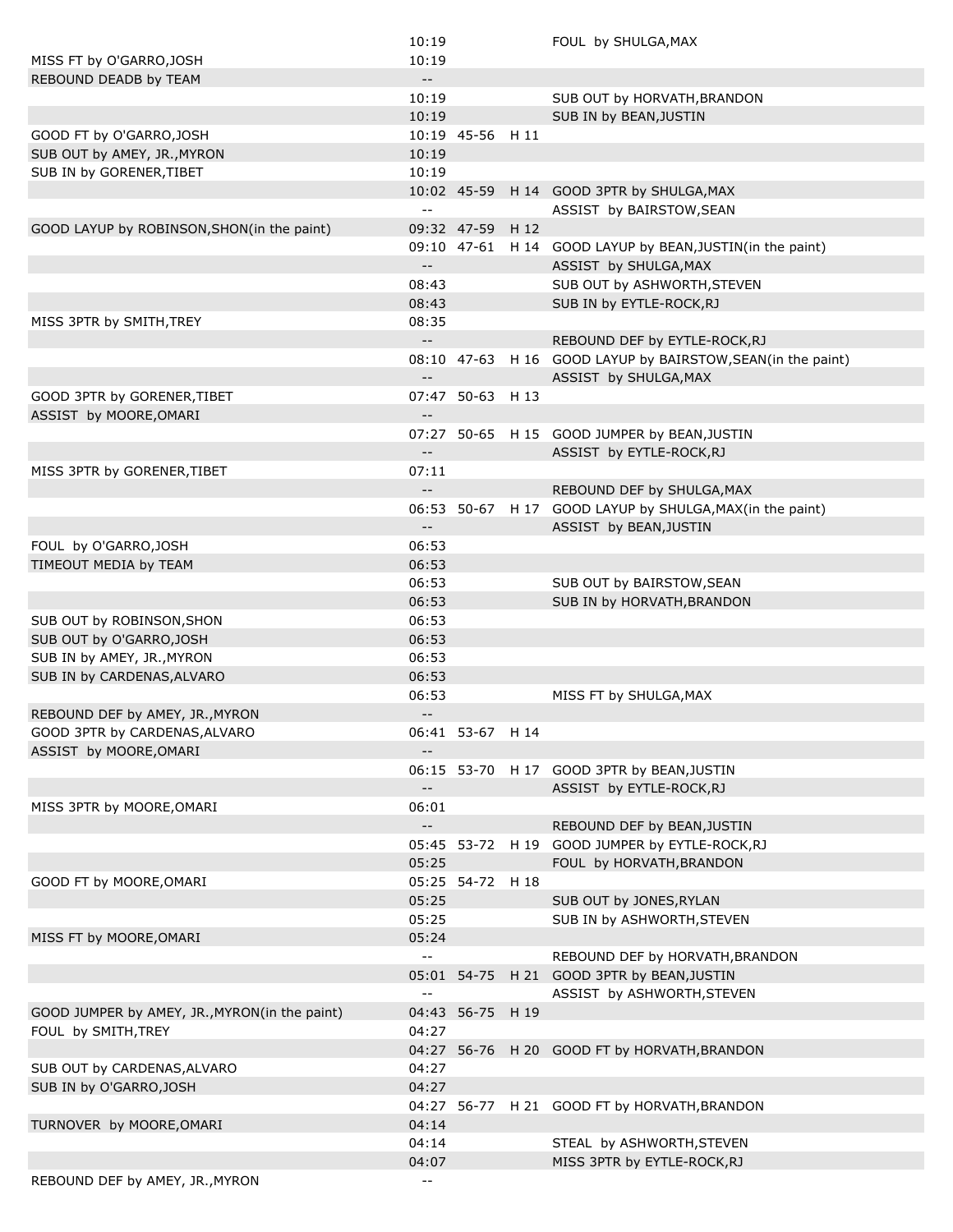| Visitor | Time | Score | Margin | Home |
|---|---|---|---|---|
| | 10:19 | | | FOUL by SHULGA,MAX |
| MISS FT by O'GARRO,JOSH | 10:19 | | | |
| REBOUND DEADB by TEAM | -- | | | |
| | 10:19 | | | SUB OUT by HORVATH,BRANDON |
| | 10:19 | | | SUB IN by BEAN,JUSTIN |
| GOOD FT by O'GARRO,JOSH | 10:19 | 45-56 | H 11 | |
| SUB OUT by AMEY, JR.,MYRON | 10:19 | | | |
| SUB IN by GORENER,TIBET | 10:19 | | | |
| | 10:02 | 45-59 | H 14 | GOOD 3PTR by SHULGA,MAX |
| | -- | | | ASSIST by BAIRSTOW,SEAN |
| GOOD LAYUP by ROBINSON,SHON(in the paint) | 09:32 | 47-59 | H 12 | |
| | 09:10 | 47-61 | H 14 | GOOD LAYUP by BEAN,JUSTIN(in the paint) |
| | -- | | | ASSIST by SHULGA,MAX |
| | 08:43 | | | SUB OUT by ASHWORTH,STEVEN |
| | 08:43 | | | SUB IN by EYTLE-ROCK,RJ |
| MISS 3PTR by SMITH,TREY | 08:35 | | | |
| | -- | | | REBOUND DEF by EYTLE-ROCK,RJ |
| | 08:10 | 47-63 | H 16 | GOOD LAYUP by BAIRSTOW,SEAN(in the paint) |
| | -- | | | ASSIST by SHULGA,MAX |
| GOOD 3PTR by GORENER,TIBET | 07:47 | 50-63 | H 13 | |
| ASSIST by MOORE,OMARI | -- | | | |
| | 07:27 | 50-65 | H 15 | GOOD JUMPER by BEAN,JUSTIN |
| | -- | | | ASSIST by EYTLE-ROCK,RJ |
| MISS 3PTR by GORENER,TIBET | 07:11 | | | |
| | -- | | | REBOUND DEF by SHULGA,MAX |
| | 06:53 | 50-67 | H 17 | GOOD LAYUP by SHULGA,MAX(in the paint) |
| | -- | | | ASSIST by BEAN,JUSTIN |
| FOUL by O'GARRO,JOSH | 06:53 | | | |
| TIMEOUT MEDIA by TEAM | 06:53 | | | |
| | 06:53 | | | SUB OUT by BAIRSTOW,SEAN |
| | 06:53 | | | SUB IN by HORVATH,BRANDON |
| SUB OUT by ROBINSON,SHON | 06:53 | | | |
| SUB OUT by O'GARRO,JOSH | 06:53 | | | |
| SUB IN by AMEY, JR.,MYRON | 06:53 | | | |
| SUB IN by CARDENAS,ALVARO | 06:53 | | | |
| | 06:53 | | | MISS FT by SHULGA,MAX |
| REBOUND DEF by AMEY, JR.,MYRON | -- | | | |
| GOOD 3PTR by CARDENAS,ALVARO | 06:41 | 53-67 | H 14 | |
| ASSIST by MOORE,OMARI | -- | | | |
| | 06:15 | 53-70 | H 17 | GOOD 3PTR by BEAN,JUSTIN |
| | -- | | | ASSIST by EYTLE-ROCK,RJ |
| MISS 3PTR by MOORE,OMARI | 06:01 | | | |
| | -- | | | REBOUND DEF by BEAN,JUSTIN |
| | 05:45 | 53-72 | H 19 | GOOD JUMPER by EYTLE-ROCK,RJ |
| | 05:25 | | | FOUL by HORVATH,BRANDON |
| GOOD FT by MOORE,OMARI | 05:25 | 54-72 | H 18 | |
| | 05:25 | | | SUB OUT by JONES,RYLAN |
| | 05:25 | | | SUB IN by ASHWORTH,STEVEN |
| MISS FT by MOORE,OMARI | 05:24 | | | |
| | -- | | | REBOUND DEF by HORVATH,BRANDON |
| | 05:01 | 54-75 | H 21 | GOOD 3PTR by BEAN,JUSTIN |
| | -- | | | ASSIST by ASHWORTH,STEVEN |
| GOOD JUMPER by AMEY, JR.,MYRON(in the paint) | 04:43 | 56-75 | H 19 | |
| FOUL by SMITH,TREY | 04:27 | | | |
| | 04:27 | 56-76 | H 20 | GOOD FT by HORVATH,BRANDON |
| SUB OUT by CARDENAS,ALVARO | 04:27 | | | |
| SUB IN by O'GARRO,JOSH | 04:27 | | | |
| | 04:27 | 56-77 | H 21 | GOOD FT by HORVATH,BRANDON |
| TURNOVER by MOORE,OMARI | 04:14 | | | |
| | 04:14 | | | STEAL by ASHWORTH,STEVEN |
| | 04:07 | | | MISS 3PTR by EYTLE-ROCK,RJ |
| REBOUND DEF by AMEY, JR.,MYRON | -- | | | |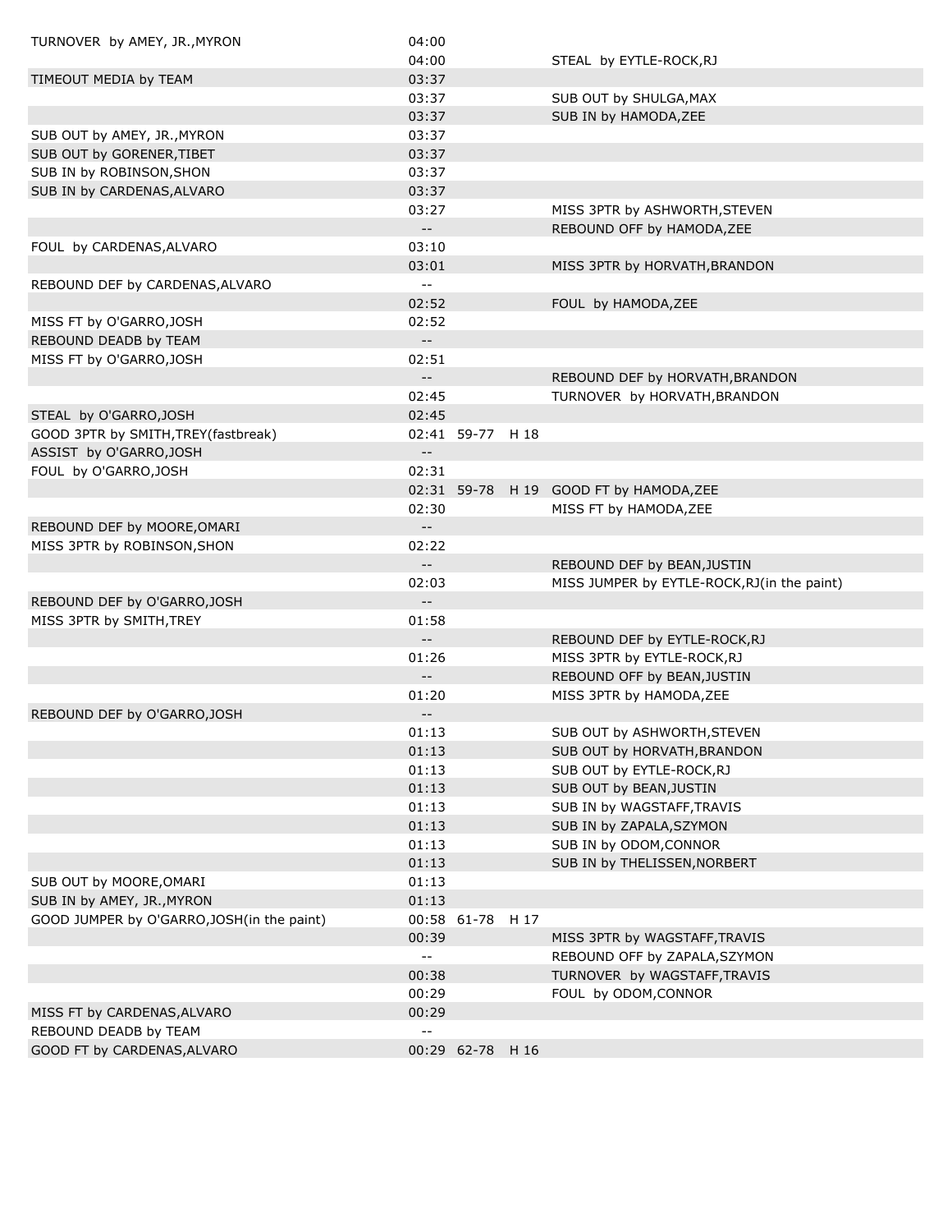| | | | | |
|---|---|---|---|---|
| TURNOVER by AMEY, JR.,MYRON | 04:00 | | | |
| | 04:00 | | | STEAL by EYTLE-ROCK,RJ |
| TIMEOUT MEDIA by TEAM | 03:37 | | | |
| | 03:37 | | | SUB OUT by SHULGA,MAX |
| | 03:37 | | | SUB IN by HAMODA,ZEE |
| SUB OUT by AMEY, JR.,MYRON | 03:37 | | | |
| SUB OUT by GORENER,TIBET | 03:37 | | | |
| SUB IN by ROBINSON,SHON | 03:37 | | | |
| SUB IN by CARDENAS,ALVARO | 03:37 | | | |
| | 03:27 | | | MISS 3PTR by ASHWORTH,STEVEN |
| | -- | | | REBOUND OFF by HAMODA,ZEE |
| FOUL by CARDENAS,ALVARO | 03:10 | | | |
| | 03:01 | | | MISS 3PTR by HORVATH,BRANDON |
| REBOUND DEF by CARDENAS,ALVARO | -- | | | |
| | 02:52 | | | FOUL by HAMODA,ZEE |
| MISS FT by O'GARRO,JOSH | 02:52 | | | |
| REBOUND DEADB by TEAM | -- | | | |
| MISS FT by O'GARRO,JOSH | 02:51 | | | |
| | -- | | | REBOUND DEF by HORVATH,BRANDON |
| | 02:45 | | | TURNOVER by HORVATH,BRANDON |
| STEAL by O'GARRO,JOSH | 02:45 | | | |
| GOOD 3PTR by SMITH,TREY(fastbreak) | 02:41 | 59-77 | H 18 | |
| ASSIST by O'GARRO,JOSH | -- | | | |
| FOUL by O'GARRO,JOSH | 02:31 | | | |
| | 02:31 | 59-78 | H 19 | GOOD FT by HAMODA,ZEE |
| | 02:30 | | | MISS FT by HAMODA,ZEE |
| REBOUND DEF by MOORE,OMARI | -- | | | |
| MISS 3PTR by ROBINSON,SHON | 02:22 | | | |
| | -- | | | REBOUND DEF by BEAN,JUSTIN |
| | 02:03 | | | MISS JUMPER by EYTLE-ROCK,RJ(in the paint) |
| REBOUND DEF by O'GARRO,JOSH | -- | | | |
| MISS 3PTR by SMITH,TREY | 01:58 | | | |
| | -- | | | REBOUND DEF by EYTLE-ROCK,RJ |
| | 01:26 | | | MISS 3PTR by EYTLE-ROCK,RJ |
| | -- | | | REBOUND OFF by BEAN,JUSTIN |
| | 01:20 | | | MISS 3PTR by HAMODA,ZEE |
| REBOUND DEF by O'GARRO,JOSH | -- | | | |
| | 01:13 | | | SUB OUT by ASHWORTH,STEVEN |
| | 01:13 | | | SUB OUT by HORVATH,BRANDON |
| | 01:13 | | | SUB OUT by EYTLE-ROCK,RJ |
| | 01:13 | | | SUB OUT by BEAN,JUSTIN |
| | 01:13 | | | SUB IN by WAGSTAFF,TRAVIS |
| | 01:13 | | | SUB IN by ZAPALA,SZYMON |
| | 01:13 | | | SUB IN by ODOM,CONNOR |
| | 01:13 | | | SUB IN by THELISSEN,NORBERT |
| SUB OUT by MOORE,OMARI | 01:13 | | | |
| SUB IN by AMEY, JR.,MYRON | 01:13 | | | |
| GOOD JUMPER by O'GARRO,JOSH(in the paint) | 00:58 | 61-78 | H 17 | |
| | 00:39 | | | MISS 3PTR by WAGSTAFF,TRAVIS |
| | -- | | | REBOUND OFF by ZAPALA,SZYMON |
| | 00:38 | | | TURNOVER by WAGSTAFF,TRAVIS |
| | 00:29 | | | FOUL by ODOM,CONNOR |
| MISS FT by CARDENAS,ALVARO | 00:29 | | | |
| REBOUND DEADB by TEAM | -- | | | |
| GOOD FT by CARDENAS,ALVARO | 00:29 | 62-78 | H 16 | |